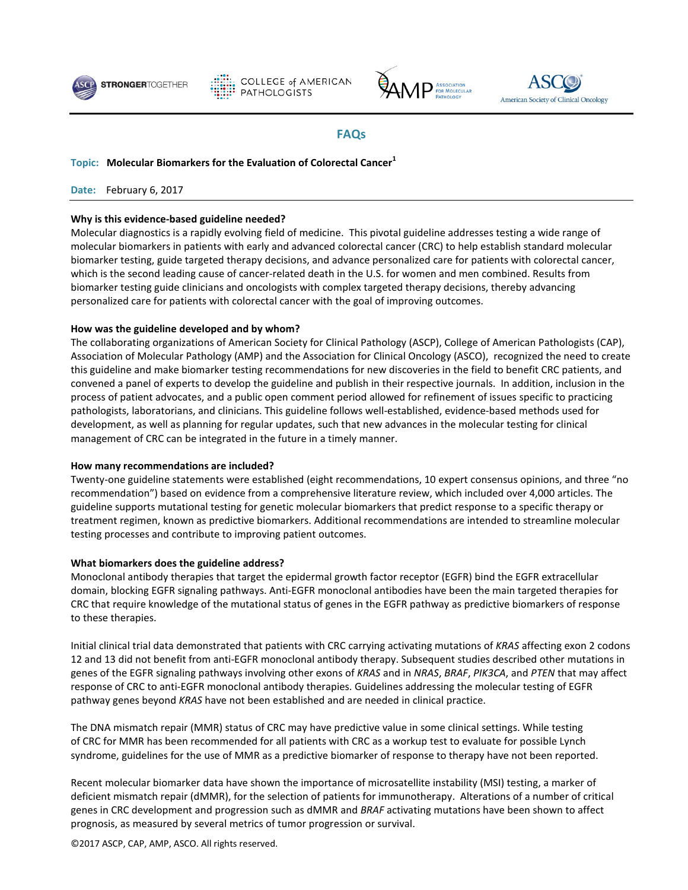# FAQs

**Topic: Molecular Biomarkers for the Evaluation of Colorectal Cancer[1]**

**Date:** February 6, 2017

**Why is this evidence-based guideline needed?**

Molecular diagnostics is a rapidly evolving field of medicine. This pivotal guideline addresses testing a wide range of molecular biomarkers in patients with early and advanced colorectal cancer (CRC) to help establish standard molecular biomarker testing, guide targeted therapy decisions, and advance personalized care for patients with colorectal cancer, which is the second leading cause of cancer-related death in the U.S. for women and men combined. Results from biomarker testing guide clinicians and oncologists with complex targeted therapy decisions, thereby advancing personalized care for patients with colorectal cancer with the goal of improving outcomes.

**How was the guideline developed and by whom?**

The collaborating organizations of American Society for Clinical Pathology (ASCP), College of American Pathologists (CAP), Association of Molecular Pathology (AMP) and the Association for Clinical Oncology (ASCO), recognized the need to create this guideline and make biomarker testing recommendations for new discoveries in the field to benefit CRC patients, and convened a panel of experts to develop the guideline and publish in their respective journals. In addition, inclusion in the process of patient advocates, and a public open comment period allowed for refinement of issues specific to practicing pathologists, laboratorians, and clinicians. This guideline follows well-established, evidence-based methods used for development, as well as planning for regular updates, such that new advances in the molecular testing for clinical management of CRC can be integrated in the future in a timely manner.

**How many recommendations are included?**

Twenty-one guideline statements were established (eight recommendations, 10 expert consensus opinions, and three "no recommendation") based on evidence from a comprehensive literature review, which included over 4,000 articles. The guideline supports mutational testing for genetic molecular biomarkers that predict response to a specific therapy or treatment regimen, known as predictive biomarkers. Additional recommendations are intended to streamline molecular testing processes and contribute to improving patient outcomes.

**What biomarkers does the guideline address?**

Monoclonal antibody therapies that target the epidermal growth factor receptor (EGFR) bind the EGFR extracellular domain, blocking EGFR signaling pathways. Anti-EGFR monoclonal antibodies have been the main targeted therapies for CRC that require knowledge of the mutational status of genes in the EGFR pathway as predictive biomarkers of response to these therapies.

Initial clinical trial data demonstrated that patients with CRC carrying activating mutations of *KRAS* affecting exon 2 codons 12 and 13 did not benefit from anti-EGFR monoclonal antibody therapy. Subsequent studies described other mutations in genes of the EGFR signaling pathways involving other exons of *KRAS* and in *NRAS*, *BRAF*, *PIK3CA*, and *PTEN* that may affect response of CRC to anti-EGFR monoclonal antibody therapies. Guidelines addressing the molecular testing of EGFR pathway genes beyond *KRAS* have not been established and are needed in clinical practice.

The DNA mismatch repair (MMR) status of CRC may have predictive value in some clinical settings. While testing of CRC for MMR has been recommended for all patients with CRC as a workup test to evaluate for possible Lynch syndrome, guidelines for the use of MMR as a predictive biomarker of response to therapy have not been reported.

Recent molecular biomarker data have shown the importance of microsatellite instability (MSI) testing, a marker of deficient mismatch repair (dMMR), for the selection of patients for immunotherapy. Alterations of a number of critical genes in CRC development and progression such as dMMR and *BRAF* activating mutations have been shown to affect prognosis, as measured by several metrics of tumor progression or survival.

©2017 ASCP, CAP, AMP, ASCO. All rights reserved.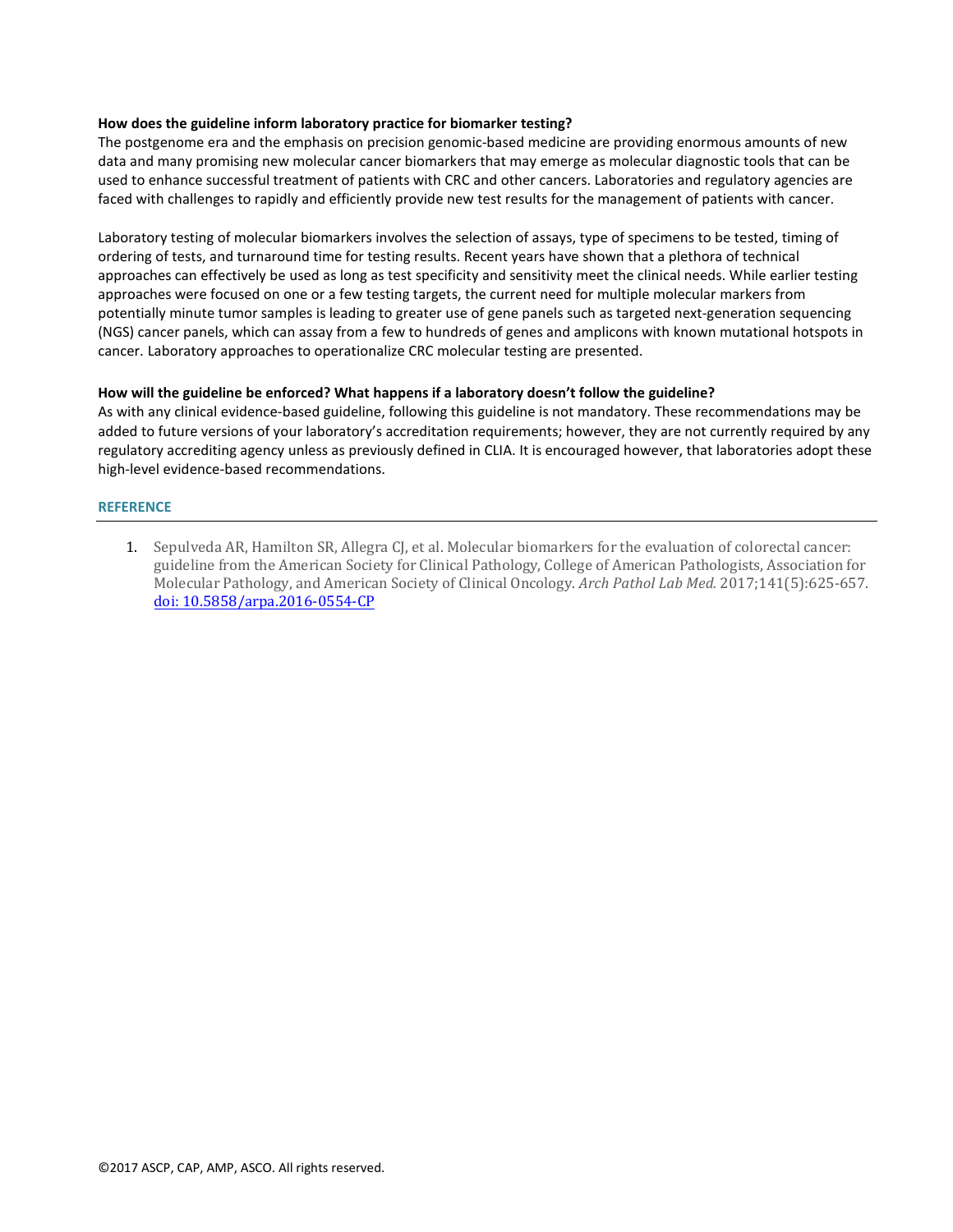**How does the guideline inform laboratory practice for biomarker testing?**

The postgenome era and the emphasis on precision genomic-based medicine are providing enormous amounts of new data and many promising new molecular cancer biomarkers that may emerge as molecular diagnostic tools that can be used to enhance successful treatment of patients with CRC and other cancers. Laboratories and regulatory agencies are faced with challenges to rapidly and efficiently provide new test results for the management of patients with cancer.

Laboratory testing of molecular biomarkers involves the selection of assays, type of specimens to be tested, timing of ordering of tests, and turnaround time for testing results. Recent years have shown that a plethora of technical approaches can effectively be used as long as test specificity and sensitivity meet the clinical needs. While earlier testing approaches were focused on one or a few testing targets, the current need for multiple molecular markers from potentially minute tumor samples is leading to greater use of gene panels such as targeted next-generation sequencing (NGS) cancer panels, which can assay from a few to hundreds of genes and amplicons with known mutational hotspots in cancer. Laboratory approaches to operationalize CRC molecular testing are presented.

**How will the guideline be enforced? What happens if a laboratory doesn't follow the guideline?**

As with any clinical evidence-based guideline, following this guideline is not mandatory. These recommendations may be added to future versions of your laboratory's accreditation requirements; however, they are not currently required by any regulatory accrediting agency unless as previously defined in CLIA. It is encouraged however, that laboratories adopt these high-level evidence-based recommendations.

## REFERENCE

1. Sepulveda AR, Hamilton SR, Allegra CJ, et al. Molecular biomarkers for the evaluation of colorectal cancer: guideline from the American Society for Clinical Pathology, College of American Pathologists, Association for Molecular Pathology, and American Society of Clinical Oncology. *Arch Pathol Lab Med.* 2017;141(5):625-657. doi: 10.5858/arpa.2016-0554-CP

©2017 ASCP, CAP, AMP, ASCO. All rights reserved.